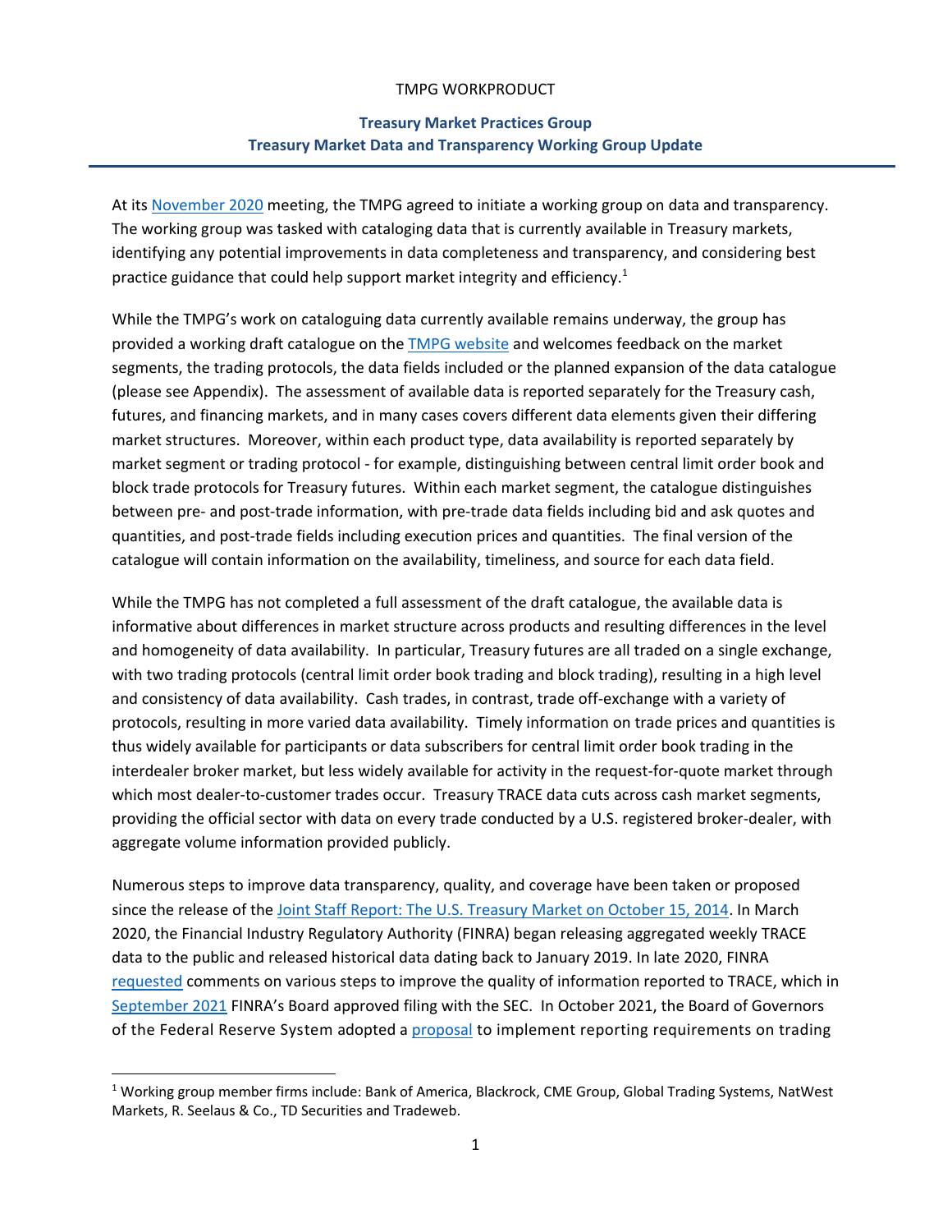TMPG WORKPRODUCT

# Treasury Market Practices Group
## Treasury Market Data and Transparency Working Group Update

At its November 2020 meeting, the TMPG agreed to initiate a working group on data and transparency. The working group was tasked with cataloging data that is currently available in Treasury markets, identifying any potential improvements in data completeness and transparency, and considering best practice guidance that could help support market integrity and efficiency.[1]

While the TMPG's work on cataloguing data currently available remains underway, the group has provided a working draft catalogue on the TMPG website and welcomes feedback on the market segments, the trading protocols, the data fields included or the planned expansion of the data catalogue (please see Appendix). The assessment of available data is reported separately for the Treasury cash, futures, and financing markets, and in many cases covers different data elements given their differing market structures. Moreover, within each product type, data availability is reported separately by market segment or trading protocol - for example, distinguishing between central limit order book and block trade protocols for Treasury futures. Within each market segment, the catalogue distinguishes between pre- and post-trade information, with pre-trade data fields including bid and ask quotes and quantities, and post-trade fields including execution prices and quantities. The final version of the catalogue will contain information on the availability, timeliness, and source for each data field.

While the TMPG has not completed a full assessment of the draft catalogue, the available data is informative about differences in market structure across products and resulting differences in the level and homogeneity of data availability. In particular, Treasury futures are all traded on a single exchange, with two trading protocols (central limit order book trading and block trading), resulting in a high level and consistency of data availability. Cash trades, in contrast, trade off-exchange with a variety of protocols, resulting in more varied data availability. Timely information on trade prices and quantities is thus widely available for participants or data subscribers for central limit order book trading in the interdealer broker market, but less widely available for activity in the request-for-quote market through which most dealer-to-customer trades occur. Treasury TRACE data cuts across cash market segments, providing the official sector with data on every trade conducted by a U.S. registered broker-dealer, with aggregate volume information provided publicly.

Numerous steps to improve data transparency, quality, and coverage have been taken or proposed since the release of the Joint Staff Report: The U.S. Treasury Market on October 15, 2014. In March 2020, the Financial Industry Regulatory Authority (FINRA) began releasing aggregated weekly TRACE data to the public and released historical data dating back to January 2019. In late 2020, FINRA requested comments on various steps to improve the quality of information reported to TRACE, which in September 2021 FINRA's Board approved filing with the SEC. In October 2021, the Board of Governors of the Federal Reserve System adopted a proposal to implement reporting requirements on trading

[1] Working group member firms include: Bank of America, Blackrock, CME Group, Global Trading Systems, NatWest Markets, R. Seelaus & Co., TD Securities and Tradeweb.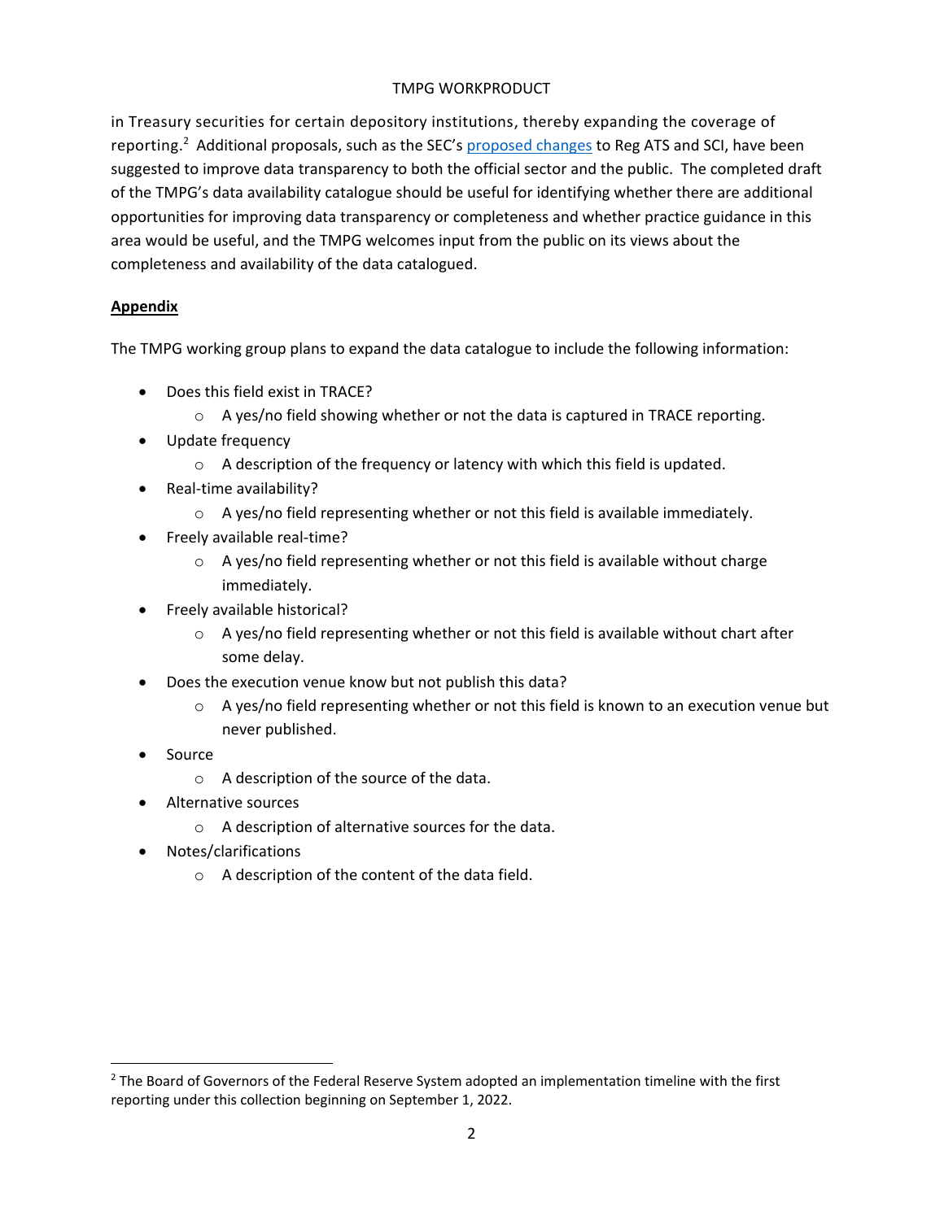in Treasury securities for certain depository institutions, thereby expanding the coverage of reporting.[2] Additional proposals, such as the SEC's proposed changes to Reg ATS and SCI, have been suggested to improve data transparency to both the official sector and the public. The completed draft of the TMPG's data availability catalogue should be useful for identifying whether there are additional opportunities for improving data transparency or completeness and whether practice guidance in this area would be useful, and the TMPG welcomes input from the public on its views about the completeness and availability of the data catalogued.

## Appendix

The TMPG working group plans to expand the data catalogue to include the following information:

- Does this field exist in TRACE?
  - A yes/no field showing whether or not the data is captured in TRACE reporting.
- Update frequency
  - A description of the frequency or latency with which this field is updated.
- Real-time availability?
  - A yes/no field representing whether or not this field is available immediately.
- Freely available real-time?
  - A yes/no field representing whether or not this field is available without charge immediately.
- Freely available historical?
  - A yes/no field representing whether or not this field is available without chart after some delay.
- Does the execution venue know but not publish this data?
  - A yes/no field representing whether or not this field is known to an execution venue but never published.
- Source
  - A description of the source of the data.
- Alternative sources
  - A description of alternative sources for the data.
- Notes/clarifications
  - A description of the content of the data field.

[2] The Board of Governors of the Federal Reserve System adopted an implementation timeline with the first reporting under this collection beginning on September 1, 2022.